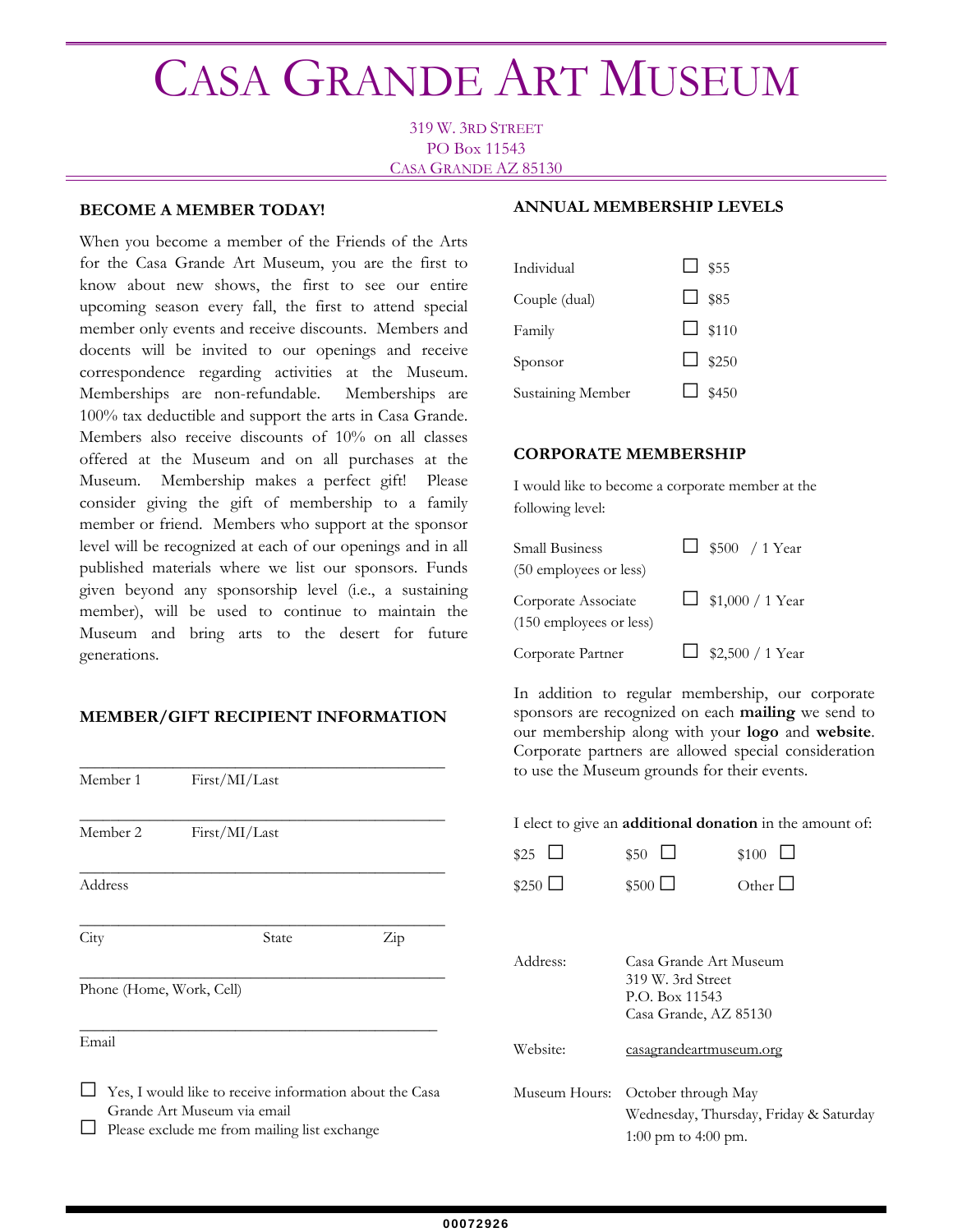# Casa Grande Art Museum

319 W. 3rd Street
PO Box 11543
Casa Grande AZ 85130

## BECOME A MEMBER TODAY!

When you become a member of the Friends of the Arts for the Casa Grande Art Museum, you are the first to know about new shows, the first to see our entire upcoming season every fall, the first to attend special member only events and receive discounts. Members and docents will be invited to our openings and receive correspondence regarding activities at the Museum. Memberships are non-refundable. Memberships are 100% tax deductible and support the arts in Casa Grande. Members also receive discounts of 10% on all classes offered at the Museum and on all purchases at the Museum. Membership makes a perfect gift! Please consider giving the gift of membership to a family member or friend. Members who support at the sponsor level will be recognized at each of our openings and in all published materials where we list our sponsors. Funds given beyond any sponsorship level (i.e., a sustaining member), will be used to continue to maintain the Museum and bring arts to the desert for future generations.

## MEMBER/GIFT RECIPIENT INFORMATION

_______________________________________________
Member 1 First/MI/Last

_______________________________________________
Member 2 First/MI/Last

_______________________________________________
Address

_______________________________________________
City State Zip

_______________________________________________
Phone (Home, Work, Cell)

_______________________________________________
Email

☐ Yes, I would like to receive information about the Casa Grande Art Museum via email
☐ Please exclude me from mailing list exchange

## ANNUAL MEMBERSHIP LEVELS

| | |
|---|---|
| Individual | ☐ $55 |
| Couple (dual) | ☐ $85 |
| Family | ☐ $110 |
| Sponsor | ☐ $250 |
| Sustaining Member | ☐ $450 |

## CORPORATE MEMBERSHIP

I would like to become a corporate member at the following level:

| | |
|---|---|
| Small Business (50 employees or less) | ☐ $500 / 1 Year |
| Corporate Associate (150 employees or less) | ☐ $1,000 / 1 Year |
| Corporate Partner | ☐ $2,500 / 1 Year |

In addition to regular membership, our corporate sponsors are recognized on each **mailing** we send to our membership along with your **logo** and **website**. Corporate partners are allowed special consideration to use the Museum grounds for their events.

I elect to give an **additional donation** in the amount of:

| | | |
|---|---|---|
| $25 ☐ | $50 ☐ | $100 ☐ |
| $250 ☐ | $500 ☐ | Other ☐ |

Address: Casa Grande Art Museum
319 W. 3rd Street
P.O. Box 11543
Casa Grande, AZ 85130

Website: casagrandeartmuseum.org

Museum Hours: October through May
Wednesday, Thursday, Friday & Saturday
1:00 pm to 4:00 pm.

00072926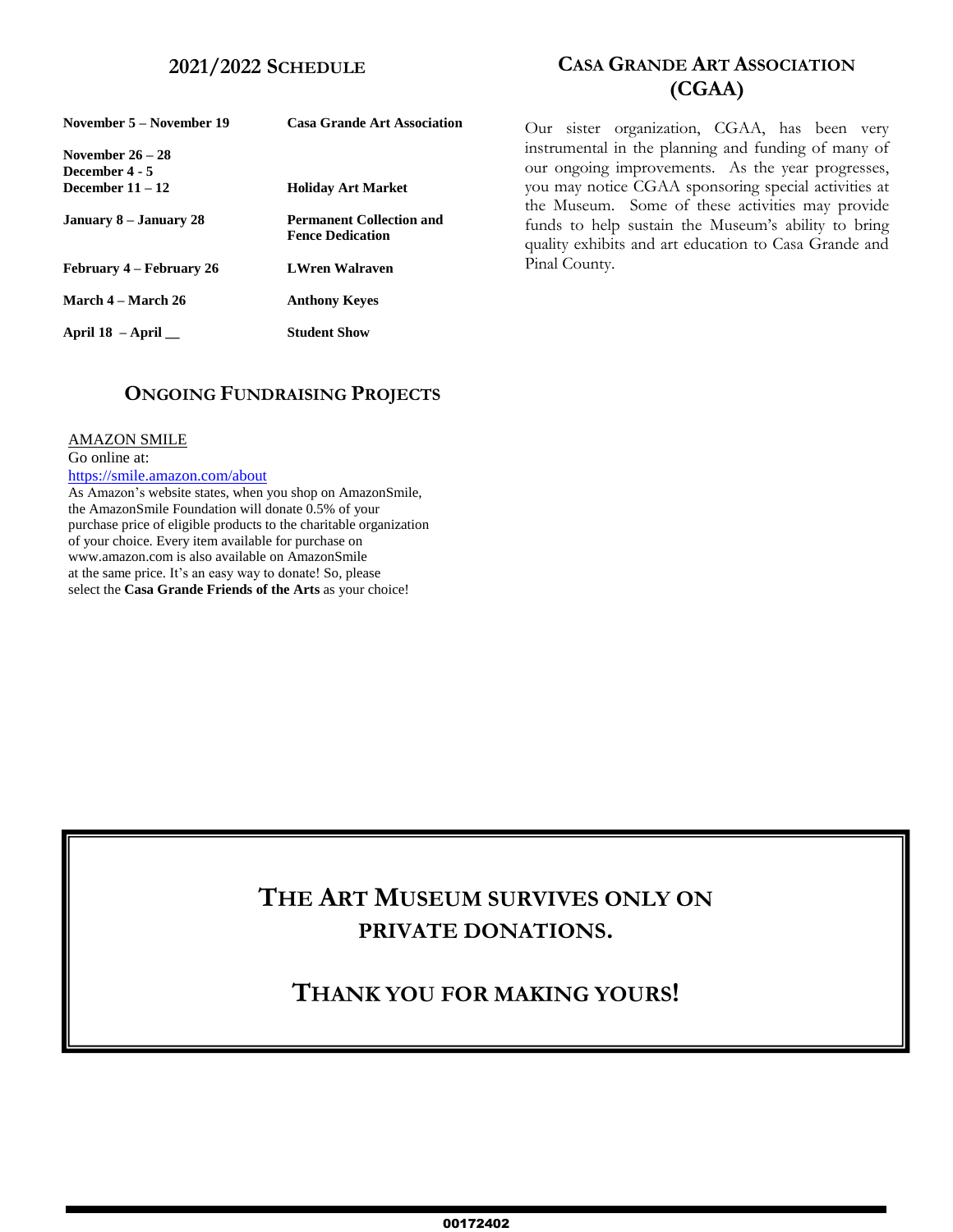## 2021/2022 Schedule

| | |
|---|---|
| **November 5 – November 19** | **Casa Grande Art Association** |
| **November 26 – 28** | |
| **December 4 - 5** | |
| **December 11 – 12** | **Holiday Art Market** |
| **January 8 – January 28** | **Permanent Collection and Fence Dedication** |
| **February 4 – February 26** | **LWren Walraven** |
| **March 4 – March 26** | **Anthony Keyes** |
| **April 18 – April __** | **Student Show** |

## Ongoing Fundraising Projects

AMAZON SMILE

Go online at:

https://smile.amazon.com/about

As Amazon's website states, when you shop on AmazonSmile, the AmazonSmile Foundation will donate 0.5% of your purchase price of eligible products to the charitable organization of your choice. Every item available for purchase on www.amazon.com is also available on AmazonSmile at the same price. It's an easy way to donate! So, please select the **Casa Grande Friends of the Arts** as your choice!

## Casa Grande Art Association (CGAA)

Our sister organization, CGAA, has been very instrumental in the planning and funding of many of our ongoing improvements. As the year progresses, you may notice CGAA sponsoring special activities at the Museum. Some of these activities may provide funds to help sustain the Museum's ability to bring quality exhibits and art education to Casa Grande and Pinal County.

## The Art Museum survives only on private donations.

## Thank you for making yours!

00172402